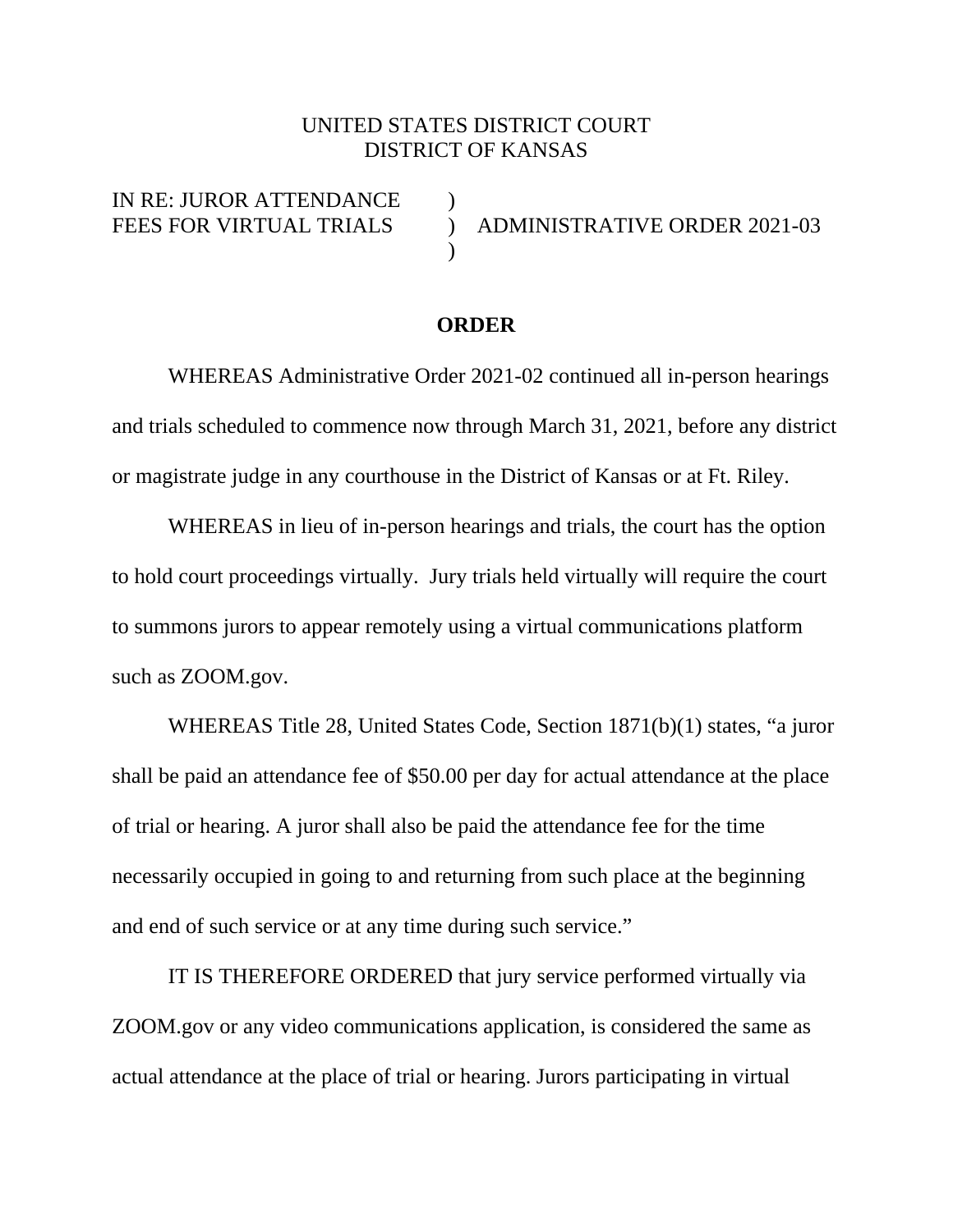UNITED STATES DISTRICT COURT
DISTRICT OF KANSAS

IN RE: JUROR ATTENDANCE )
FEES FOR VIRTUAL TRIALS ) ADMINISTRATIVE ORDER 2021-03
)

**ORDER**

WHEREAS Administrative Order 2021-02 continued all in-person hearings and trials scheduled to commence now through March 31, 2021, before any district or magistrate judge in any courthouse in the District of Kansas or at Ft. Riley.

WHEREAS in lieu of in-person hearings and trials, the court has the option to hold court proceedings virtually. Jury trials held virtually will require the court to summons jurors to appear remotely using a virtual communications platform such as ZOOM.gov.

WHEREAS Title 28, United States Code, Section 1871(b)(1) states, "a juror shall be paid an attendance fee of $50.00 per day for actual attendance at the place of trial or hearing. A juror shall also be paid the attendance fee for the time necessarily occupied in going to and returning from such place at the beginning and end of such service or at any time during such service."

IT IS THEREFORE ORDERED that jury service performed virtually via ZOOM.gov or any video communications application, is considered the same as actual attendance at the place of trial or hearing. Jurors participating in virtual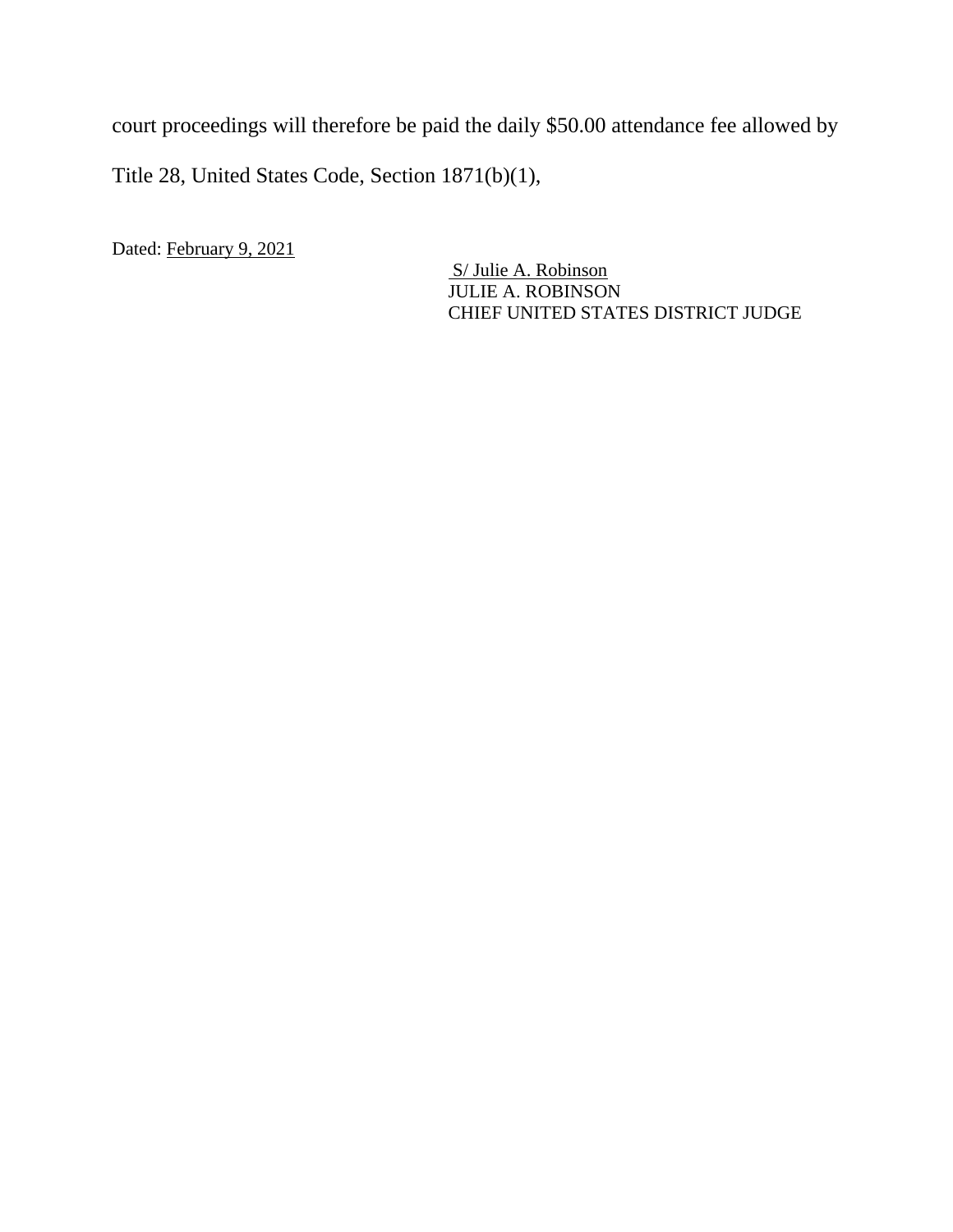court proceedings will therefore be paid the daily $50.00 attendance fee allowed by Title 28, United States Code, Section 1871(b)(1),

Dated: February 9, 2021

S/ Julie A. Robinson
JULIE A. ROBINSON
CHIEF UNITED STATES DISTRICT JUDGE